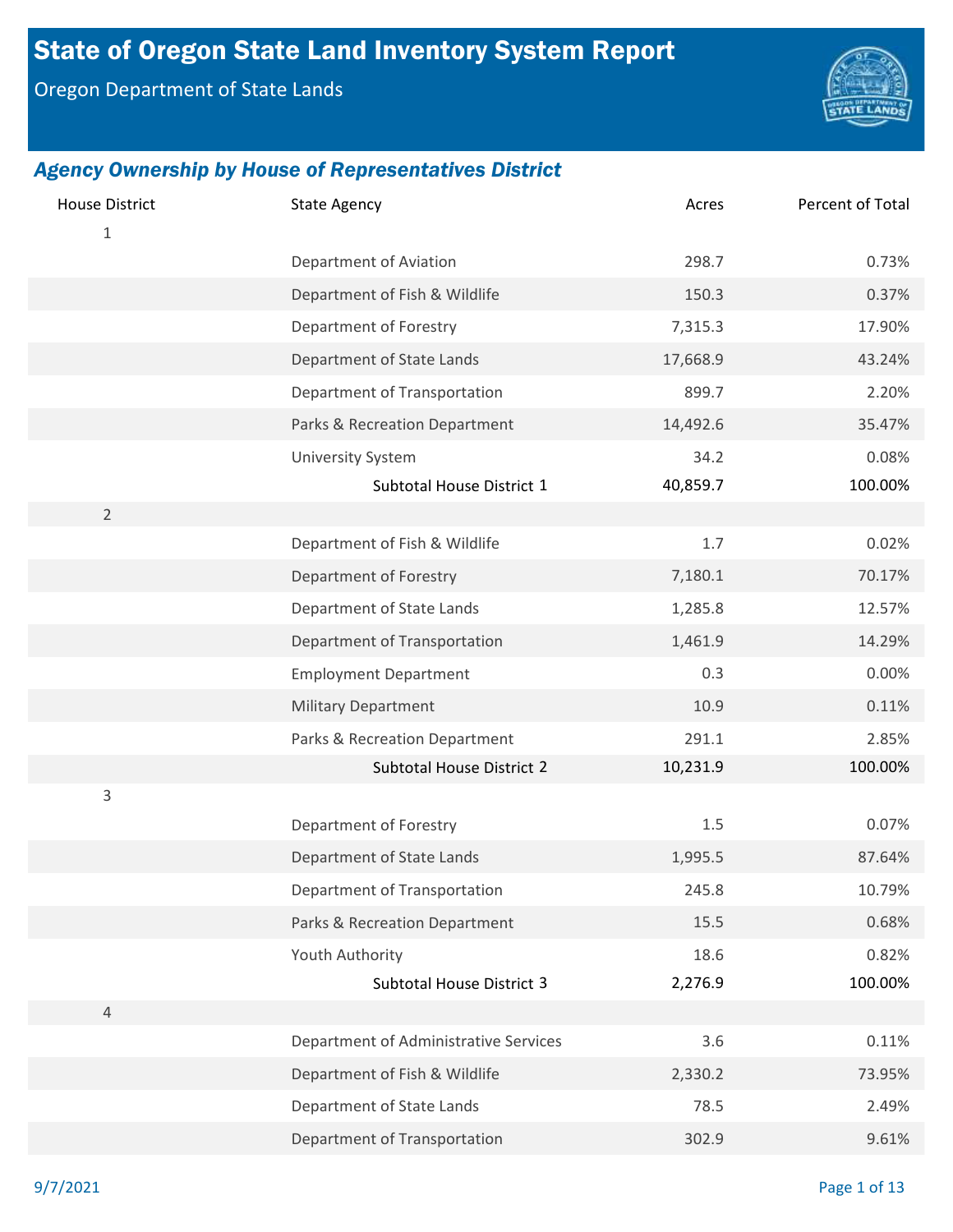# State of Oregon State Land Inventory System Report

Oregon Department of State Lands

## *Agency Ownership by House of Representatives District*

| House District | State Agency | Acres | Percent of Total |
|---|---|---|---|
| 1 | | | |
| | Department of Aviation | 298.7 | 0.73% |
| | Department of Fish & Wildlife | 150.3 | 0.37% |
| | Department of Forestry | 7,315.3 | 17.90% |
| | Department of State Lands | 17,668.9 | 43.24% |
| | Department of Transportation | 899.7 | 2.20% |
| | Parks & Recreation Department | 14,492.6 | 35.47% |
| | University System | 34.2 | 0.08% |
| | Subtotal House District 1 | **40,859.7** | **100.00%** |
| 2 | | | |
| | Department of Fish & Wildlife | 1.7 | 0.02% |
| | Department of Forestry | 7,180.1 | 70.17% |
| | Department of State Lands | 1,285.8 | 12.57% |
| | Department of Transportation | 1,461.9 | 14.29% |
| | Employment Department | 0.3 | 0.00% |
| | Military Department | 10.9 | 0.11% |
| | Parks & Recreation Department | 291.1 | 2.85% |
| | Subtotal House District 2 | **10,231.9** | **100.00%** |
| 3 | | | |
| | Department of Forestry | 1.5 | 0.07% |
| | Department of State Lands | 1,995.5 | 87.64% |
| | Department of Transportation | 245.8 | 10.79% |
| | Parks & Recreation Department | 15.5 | 0.68% |
| | Youth Authority | 18.6 | 0.82% |
| | Subtotal House District 3 | **2,276.9** | **100.00%** |
| 4 | | | |
| | Department of Administrative Services | 3.6 | 0.11% |
| | Department of Fish & Wildlife | 2,330.2 | 73.95% |
| | Department of State Lands | 78.5 | 2.49% |
| | Department of Transportation | 302.9 | 9.61% |

9/7/2021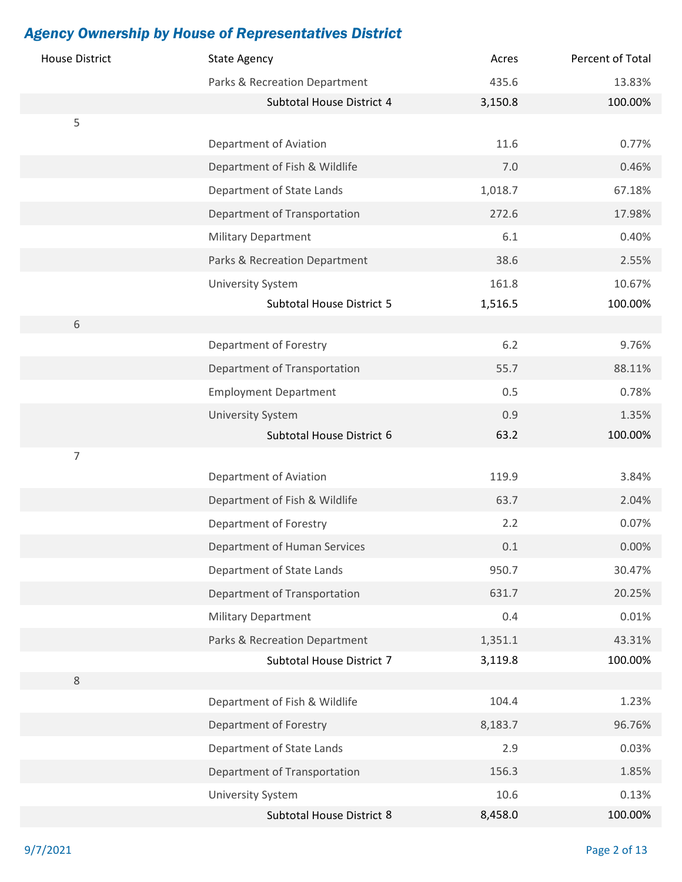## *Agency Ownership by House of Representatives District*

| House District | State Agency | Acres | Percent of Total |
|---|---|---|---|
| | Parks & Recreation Department | 435.6 | 13.83% |
| | **Subtotal House District 4** | **3,150.8** | **100.00%** |
| 5 | | | |
| | Department of Aviation | 11.6 | 0.77% |
| | Department of Fish & Wildlife | 7.0 | 0.46% |
| | Department of State Lands | 1,018.7 | 67.18% |
| | Department of Transportation | 272.6 | 17.98% |
| | Military Department | 6.1 | 0.40% |
| | Parks & Recreation Department | 38.6 | 2.55% |
| | University System | 161.8 | 10.67% |
| | **Subtotal House District 5** | **1,516.5** | **100.00%** |
| 6 | | | |
| | Department of Forestry | 6.2 | 9.76% |
| | Department of Transportation | 55.7 | 88.11% |
| | Employment Department | 0.5 | 0.78% |
| | University System | 0.9 | 1.35% |
| | **Subtotal House District 6** | **63.2** | **100.00%** |
| 7 | | | |
| | Department of Aviation | 119.9 | 3.84% |
| | Department of Fish & Wildlife | 63.7 | 2.04% |
| | Department of Forestry | 2.2 | 0.07% |
| | Department of Human Services | 0.1 | 0.00% |
| | Department of State Lands | 950.7 | 30.47% |
| | Department of Transportation | 631.7 | 20.25% |
| | Military Department | 0.4 | 0.01% |
| | Parks & Recreation Department | 1,351.1 | 43.31% |
| | **Subtotal House District 7** | **3,119.8** | **100.00%** |
| 8 | | | |
| | Department of Fish & Wildlife | 104.4 | 1.23% |
| | Department of Forestry | 8,183.7 | 96.76% |
| | Department of State Lands | 2.9 | 0.03% |
| | Department of Transportation | 156.3 | 1.85% |
| | University System | 10.6 | 0.13% |
| | **Subtotal House District 8** | **8,458.0** | **100.00%** |

9/7/2021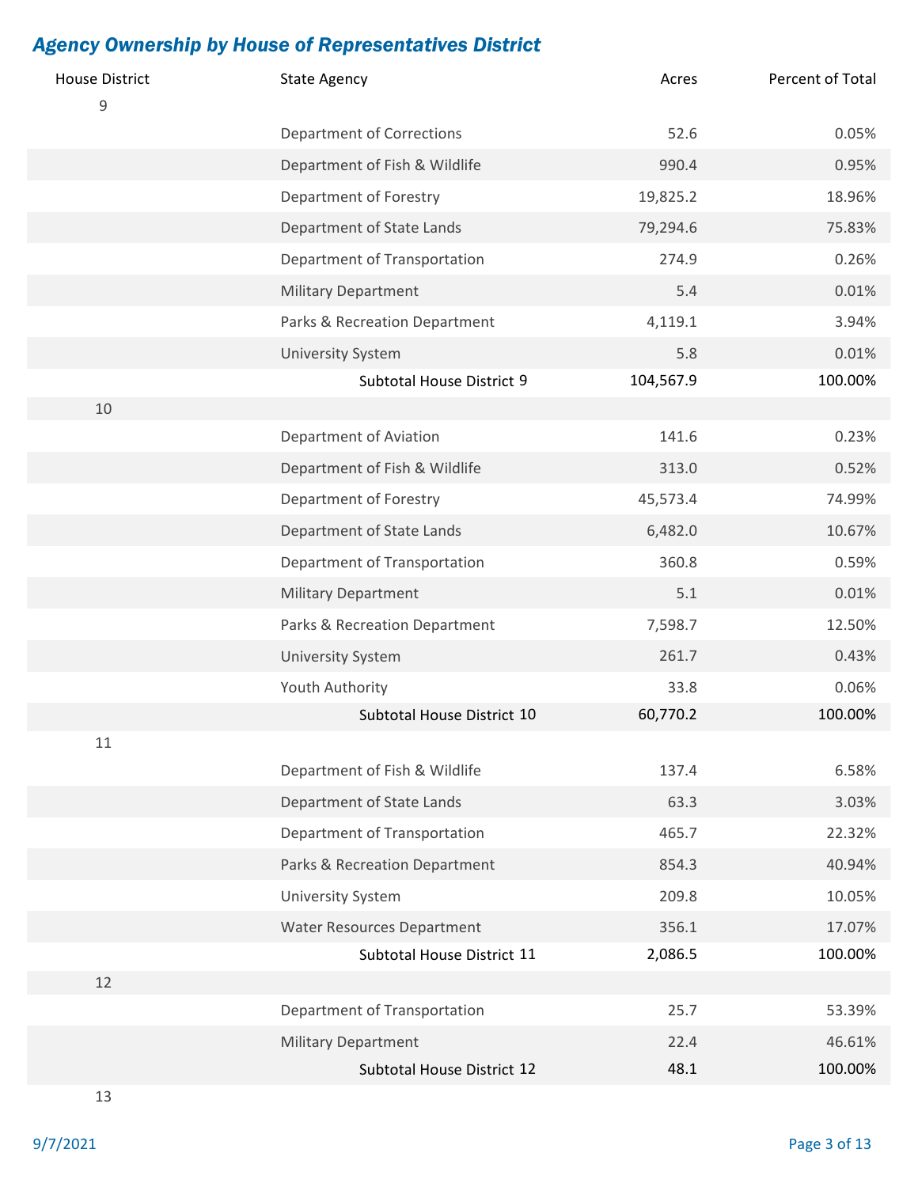## *Agency Ownership by House of Representatives District*

| House District | State Agency | Acres | Percent of Total |
|---|---|---|---|
| 9 | | | |
| | Department of Corrections | 52.6 | 0.05% |
| | Department of Fish & Wildlife | 990.4 | 0.95% |
| | Department of Forestry | 19,825.2 | 18.96% |
| | Department of State Lands | 79,294.6 | 75.83% |
| | Department of Transportation | 274.9 | 0.26% |
| | Military Department | 5.4 | 0.01% |
| | Parks & Recreation Department | 4,119.1 | 3.94% |
| | University System | 5.8 | 0.01% |
| | Subtotal House District 9 | 104,567.9 | 100.00% |
| 10 | | | |
| | Department of Aviation | 141.6 | 0.23% |
| | Department of Fish & Wildlife | 313.0 | 0.52% |
| | Department of Forestry | 45,573.4 | 74.99% |
| | Department of State Lands | 6,482.0 | 10.67% |
| | Department of Transportation | 360.8 | 0.59% |
| | Military Department | 5.1 | 0.01% |
| | Parks & Recreation Department | 7,598.7 | 12.50% |
| | University System | 261.7 | 0.43% |
| | Youth Authority | 33.8 | 0.06% |
| | Subtotal House District 10 | 60,770.2 | 100.00% |
| 11 | | | |
| | Department of Fish & Wildlife | 137.4 | 6.58% |
| | Department of State Lands | 63.3 | 3.03% |
| | Department of Transportation | 465.7 | 22.32% |
| | Parks & Recreation Department | 854.3 | 40.94% |
| | University System | 209.8 | 10.05% |
| | Water Resources Department | 356.1 | 17.07% |
| | Subtotal House District 11 | 2,086.5 | 100.00% |
| 12 | | | |
| | Department of Transportation | 25.7 | 53.39% |
| | Military Department | 22.4 | 46.61% |
| | Subtotal House District 12 | 48.1 | 100.00% |
| 13 | | | |

9/7/2021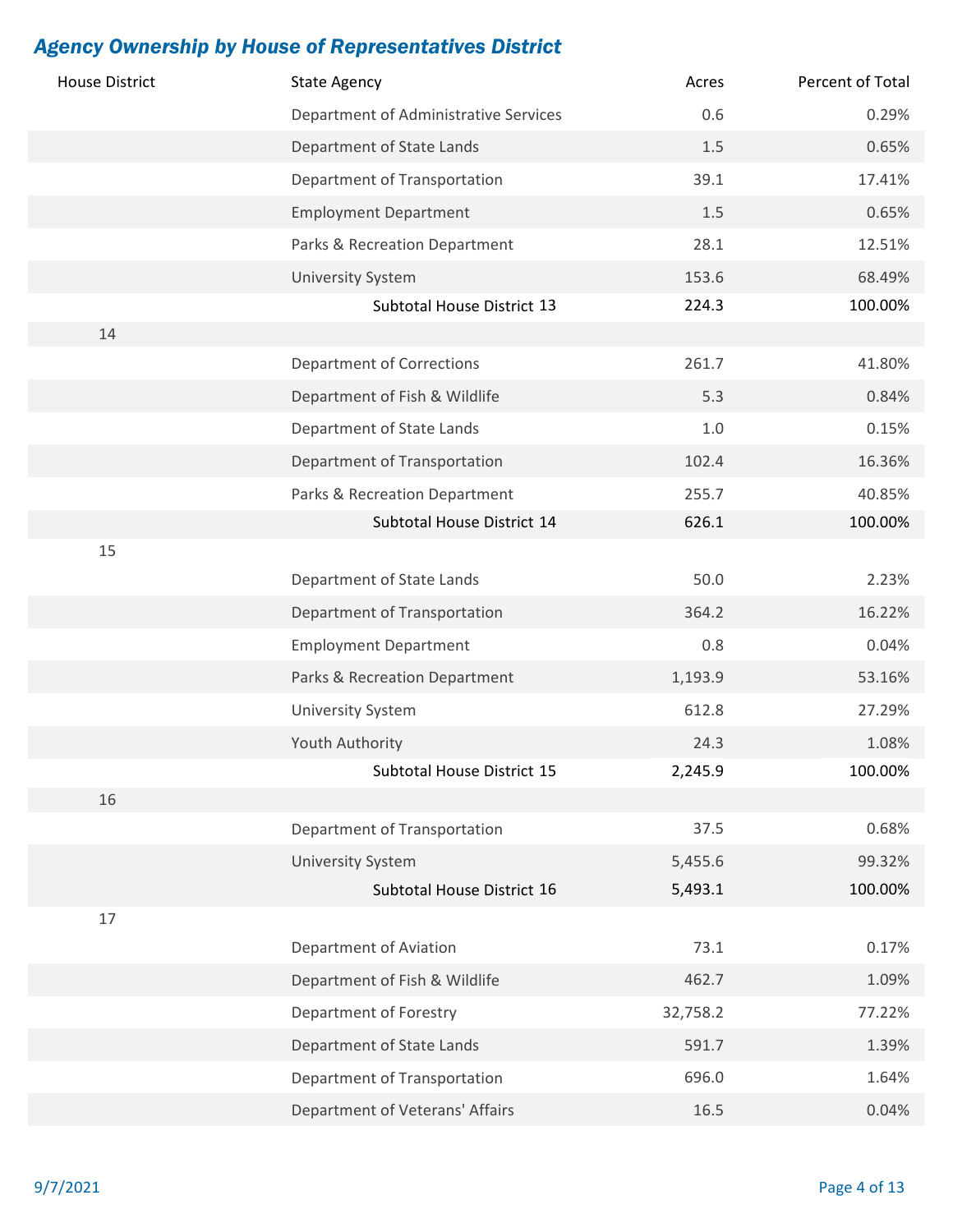## *Agency Ownership by House of Representatives District*

| House District | State Agency | Acres | Percent of Total |
|---|---|---|---|
| | Department of Administrative Services | 0.6 | 0.29% |
| | Department of State Lands | 1.5 | 0.65% |
| | Department of Transportation | 39.1 | 17.41% |
| | Employment Department | 1.5 | 0.65% |
| | Parks & Recreation Department | 28.1 | 12.51% |
| | University System | 153.6 | 68.49% |
| | Subtotal House District 13 | **224.3** | **100.00%** |
| 14 | | | |
| | Department of Corrections | 261.7 | 41.80% |
| | Department of Fish & Wildlife | 5.3 | 0.84% |
| | Department of State Lands | 1.0 | 0.15% |
| | Department of Transportation | 102.4 | 16.36% |
| | Parks & Recreation Department | 255.7 | 40.85% |
| | Subtotal House District 14 | **626.1** | **100.00%** |
| 15 | | | |
| | Department of State Lands | 50.0 | 2.23% |
| | Department of Transportation | 364.2 | 16.22% |
| | Employment Department | 0.8 | 0.04% |
| | Parks & Recreation Department | 1,193.9 | 53.16% |
| | University System | 612.8 | 27.29% |
| | Youth Authority | 24.3 | 1.08% |
| | Subtotal House District 15 | **2,245.9** | **100.00%** |
| 16 | | | |
| | Department of Transportation | 37.5 | 0.68% |
| | University System | 5,455.6 | 99.32% |
| | Subtotal House District 16 | **5,493.1** | **100.00%** |
| 17 | | | |
| | Department of Aviation | 73.1 | 0.17% |
| | Department of Fish & Wildlife | 462.7 | 1.09% |
| | Department of Forestry | 32,758.2 | 77.22% |
| | Department of State Lands | 591.7 | 1.39% |
| | Department of Transportation | 696.0 | 1.64% |
| | Department of Veterans' Affairs | 16.5 | 0.04% |

9/7/2021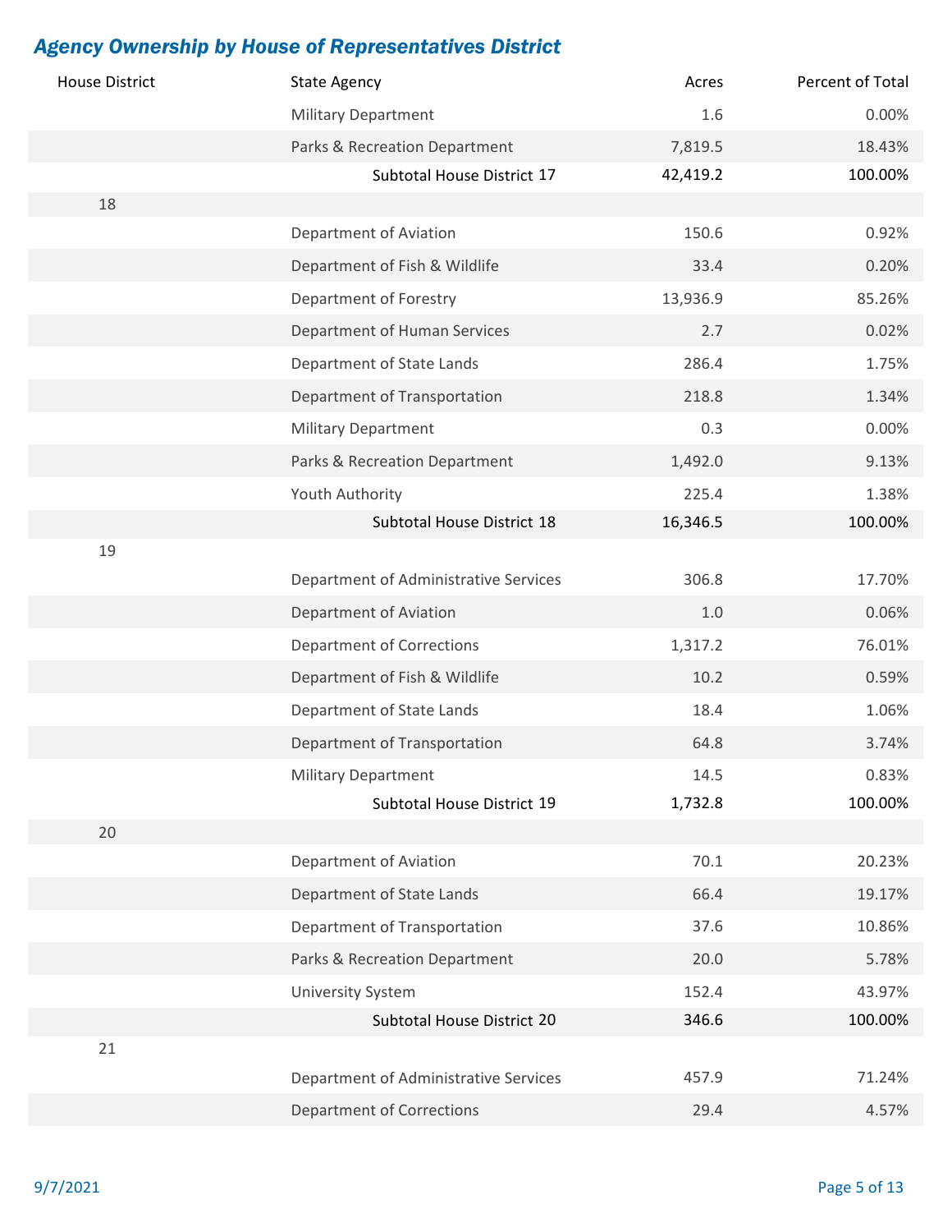## *Agency Ownership by House of Representatives District*

| House District | State Agency | Acres | Percent of Total |
|---|---|---|---|
| | Military Department | 1.6 | 0.00% |
| | Parks & Recreation Department | 7,819.5 | 18.43% |
| | **Subtotal House District 17** | **42,419.2** | **100.00%** |
| 18 | | | |
| | Department of Aviation | 150.6 | 0.92% |
| | Department of Fish & Wildlife | 33.4 | 0.20% |
| | Department of Forestry | 13,936.9 | 85.26% |
| | Department of Human Services | 2.7 | 0.02% |
| | Department of State Lands | 286.4 | 1.75% |
| | Department of Transportation | 218.8 | 1.34% |
| | Military Department | 0.3 | 0.00% |
| | Parks & Recreation Department | 1,492.0 | 9.13% |
| | Youth Authority | 225.4 | 1.38% |
| | **Subtotal House District 18** | **16,346.5** | **100.00%** |
| 19 | | | |
| | Department of Administrative Services | 306.8 | 17.70% |
| | Department of Aviation | 1.0 | 0.06% |
| | Department of Corrections | 1,317.2 | 76.01% |
| | Department of Fish & Wildlife | 10.2 | 0.59% |
| | Department of State Lands | 18.4 | 1.06% |
| | Department of Transportation | 64.8 | 3.74% |
| | Military Department | 14.5 | 0.83% |
| | **Subtotal House District 19** | **1,732.8** | **100.00%** |
| 20 | | | |
| | Department of Aviation | 70.1 | 20.23% |
| | Department of State Lands | 66.4 | 19.17% |
| | Department of Transportation | 37.6 | 10.86% |
| | Parks & Recreation Department | 20.0 | 5.78% |
| | University System | 152.4 | 43.97% |
| | **Subtotal House District 20** | **346.6** | **100.00%** |
| 21 | | | |
| | Department of Administrative Services | 457.9 | 71.24% |
| | Department of Corrections | 29.4 | 4.57% |

9/7/2021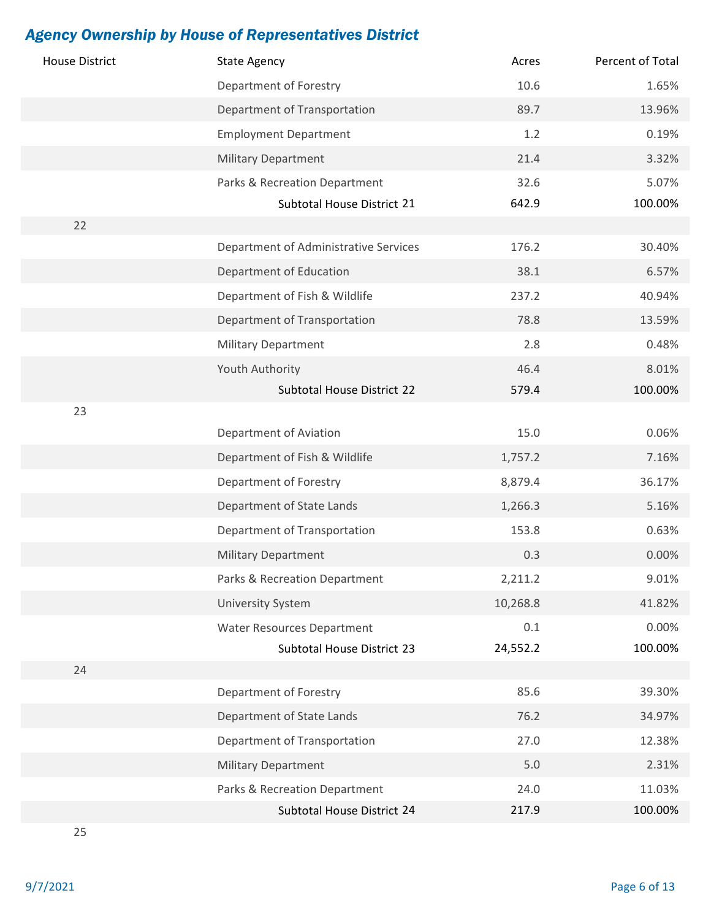## *Agency Ownership by House of Representatives District*

| House District | State Agency | Acres | Percent of Total |
|---|---|---|---|
| | Department of Forestry | 10.6 | 1.65% |
| | Department of Transportation | 89.7 | 13.96% |
| | Employment Department | 1.2 | 0.19% |
| | Military Department | 21.4 | 3.32% |
| | Parks & Recreation Department | 32.6 | 5.07% |
| | Subtotal House District 21 | **642.9** | **100.00%** |
| 22 | | | |
| | Department of Administrative Services | 176.2 | 30.40% |
| | Department of Education | 38.1 | 6.57% |
| | Department of Fish & Wildlife | 237.2 | 40.94% |
| | Department of Transportation | 78.8 | 13.59% |
| | Military Department | 2.8 | 0.48% |
| | Youth Authority | 46.4 | 8.01% |
| | Subtotal House District 22 | **579.4** | **100.00%** |
| 23 | | | |
| | Department of Aviation | 15.0 | 0.06% |
| | Department of Fish & Wildlife | 1,757.2 | 7.16% |
| | Department of Forestry | 8,879.4 | 36.17% |
| | Department of State Lands | 1,266.3 | 5.16% |
| | Department of Transportation | 153.8 | 0.63% |
| | Military Department | 0.3 | 0.00% |
| | Parks & Recreation Department | 2,211.2 | 9.01% |
| | University System | 10,268.8 | 41.82% |
| | Water Resources Department | 0.1 | 0.00% |
| | Subtotal House District 23 | **24,552.2** | **100.00%** |
| 24 | | | |
| | Department of Forestry | 85.6 | 39.30% |
| | Department of State Lands | 76.2 | 34.97% |
| | Department of Transportation | 27.0 | 12.38% |
| | Military Department | 5.0 | 2.31% |
| | Parks & Recreation Department | 24.0 | 11.03% |
| | Subtotal House District 24 | **217.9** | **100.00%** |
| 25 | | | |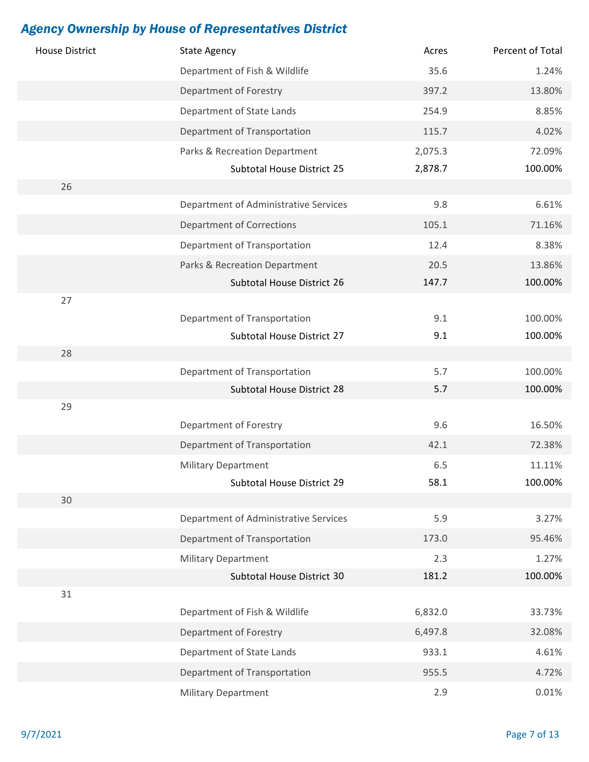## *Agency Ownership by House of Representatives District*

| House District | State Agency | Acres | Percent of Total |
|---|---|---|---|
| | Department of Fish & Wildlife | 35.6 | 1.24% |
| | Department of Forestry | 397.2 | 13.80% |
| | Department of State Lands | 254.9 | 8.85% |
| | Department of Transportation | 115.7 | 4.02% |
| | Parks & Recreation Department | 2,075.3 | 72.09% |
| | **Subtotal House District 25** | **2,878.7** | **100.00%** |
| 26 | | | |
| | Department of Administrative Services | 9.8 | 6.61% |
| | Department of Corrections | 105.1 | 71.16% |
| | Department of Transportation | 12.4 | 8.38% |
| | Parks & Recreation Department | 20.5 | 13.86% |
| | **Subtotal House District 26** | **147.7** | **100.00%** |
| 27 | | | |
| | Department of Transportation | 9.1 | 100.00% |
| | **Subtotal House District 27** | **9.1** | **100.00%** |
| 28 | | | |
| | Department of Transportation | 5.7 | 100.00% |
| | **Subtotal House District 28** | **5.7** | **100.00%** |
| 29 | | | |
| | Department of Forestry | 9.6 | 16.50% |
| | Department of Transportation | 42.1 | 72.38% |
| | Military Department | 6.5 | 11.11% |
| | **Subtotal House District 29** | **58.1** | **100.00%** |
| 30 | | | |
| | Department of Administrative Services | 5.9 | 3.27% |
| | Department of Transportation | 173.0 | 95.46% |
| | Military Department | 2.3 | 1.27% |
| | **Subtotal House District 30** | **181.2** | **100.00%** |
| 31 | | | |
| | Department of Fish & Wildlife | 6,832.0 | 33.73% |
| | Department of Forestry | 6,497.8 | 32.08% |
| | Department of State Lands | 933.1 | 4.61% |
| | Department of Transportation | 955.5 | 4.72% |
| | Military Department | 2.9 | 0.01% |

9/7/2021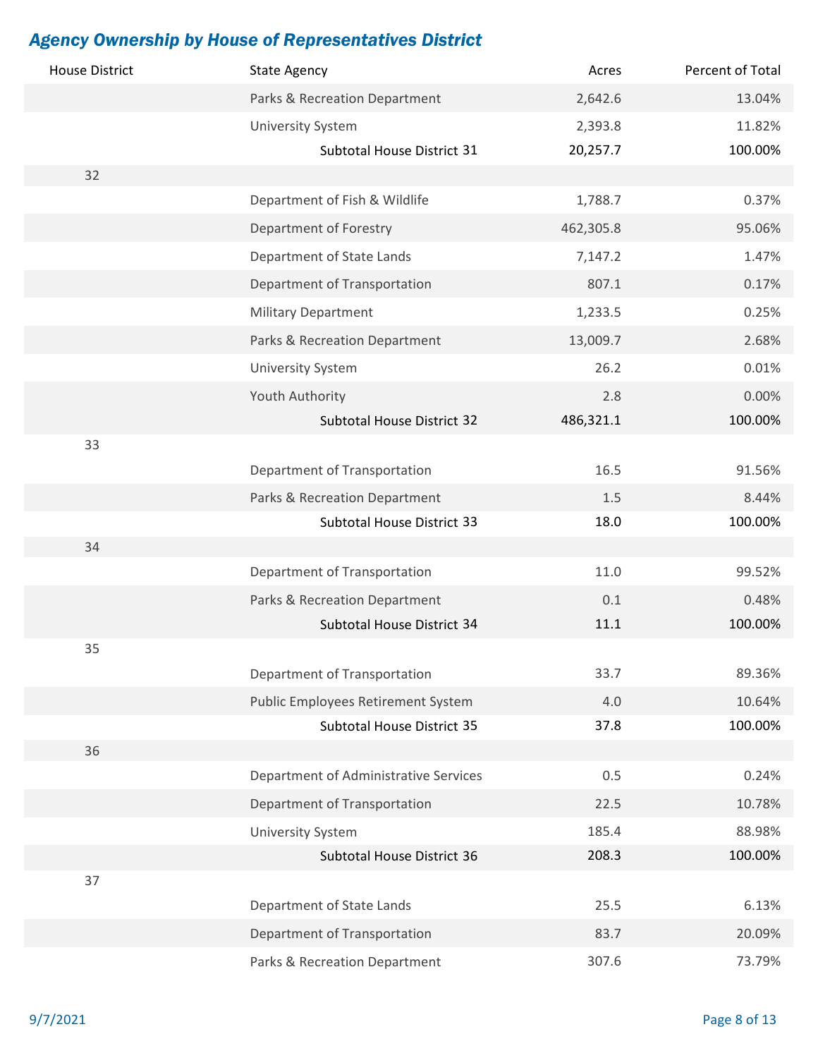## *Agency Ownership by House of Representatives District*

| House District | State Agency | Acres | Percent of Total |
|---|---|---|---|
| | Parks & Recreation Department | 2,642.6 | 13.04% |
| | University System | 2,393.8 | 11.82% |
| | **Subtotal House District 31** | **20,257.7** | **100.00%** |
| 32 | | | |
| | Department of Fish & Wildlife | 1,788.7 | 0.37% |
| | Department of Forestry | 462,305.8 | 95.06% |
| | Department of State Lands | 7,147.2 | 1.47% |
| | Department of Transportation | 807.1 | 0.17% |
| | Military Department | 1,233.5 | 0.25% |
| | Parks & Recreation Department | 13,009.7 | 2.68% |
| | University System | 26.2 | 0.01% |
| | Youth Authority | 2.8 | 0.00% |
| | **Subtotal House District 32** | **486,321.1** | **100.00%** |
| 33 | | | |
| | Department of Transportation | 16.5 | 91.56% |
| | Parks & Recreation Department | 1.5 | 8.44% |
| | **Subtotal House District 33** | **18.0** | **100.00%** |
| 34 | | | |
| | Department of Transportation | 11.0 | 99.52% |
| | Parks & Recreation Department | 0.1 | 0.48% |
| | **Subtotal House District 34** | **11.1** | **100.00%** |
| 35 | | | |
| | Department of Transportation | 33.7 | 89.36% |
| | Public Employees Retirement System | 4.0 | 10.64% |
| | **Subtotal House District 35** | **37.8** | **100.00%** |
| 36 | | | |
| | Department of Administrative Services | 0.5 | 0.24% |
| | Department of Transportation | 22.5 | 10.78% |
| | University System | 185.4 | 88.98% |
| | **Subtotal House District 36** | **208.3** | **100.00%** |
| 37 | | | |
| | Department of State Lands | 25.5 | 6.13% |
| | Department of Transportation | 83.7 | 20.09% |
| | Parks & Recreation Department | 307.6 | 73.79% |

9/7/2021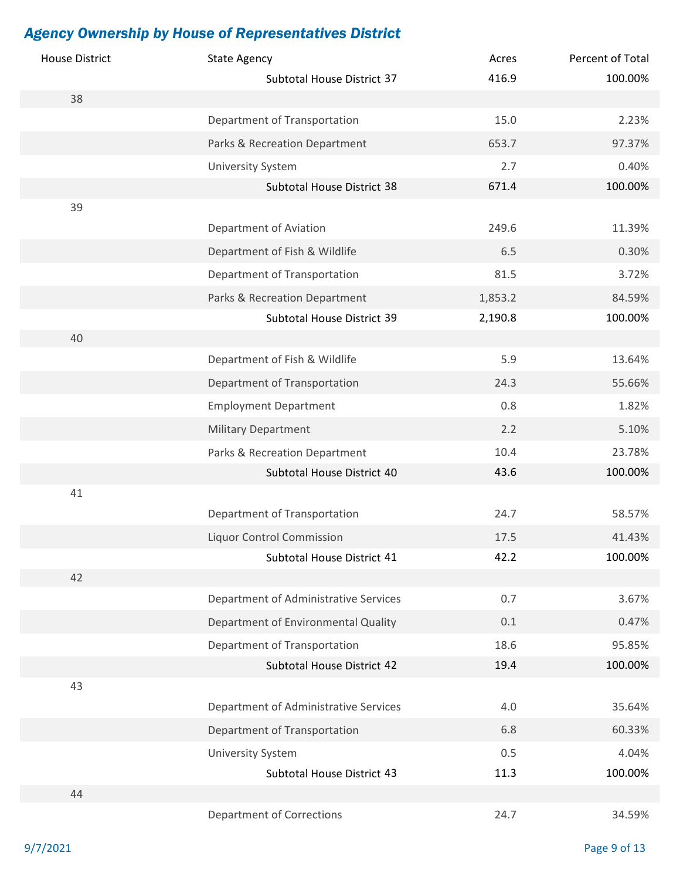## *Agency Ownership by House of Representatives District*

| House District | State Agency | Acres | Percent of Total |
|---|---|---|---|
| | **Subtotal House District 37** | **416.9** | **100.00%** |
| 38 | | | |
| | Department of Transportation | 15.0 | 2.23% |
| | Parks & Recreation Department | 653.7 | 97.37% |
| | University System | 2.7 | 0.40% |
| | **Subtotal House District 38** | **671.4** | **100.00%** |
| 39 | | | |
| | Department of Aviation | 249.6 | 11.39% |
| | Department of Fish & Wildlife | 6.5 | 0.30% |
| | Department of Transportation | 81.5 | 3.72% |
| | Parks & Recreation Department | 1,853.2 | 84.59% |
| | **Subtotal House District 39** | **2,190.8** | **100.00%** |
| 40 | | | |
| | Department of Fish & Wildlife | 5.9 | 13.64% |
| | Department of Transportation | 24.3 | 55.66% |
| | Employment Department | 0.8 | 1.82% |
| | Military Department | 2.2 | 5.10% |
| | Parks & Recreation Department | 10.4 | 23.78% |
| | **Subtotal House District 40** | **43.6** | **100.00%** |
| 41 | | | |
| | Department of Transportation | 24.7 | 58.57% |
| | Liquor Control Commission | 17.5 | 41.43% |
| | **Subtotal House District 41** | **42.2** | **100.00%** |
| 42 | | | |
| | Department of Administrative Services | 0.7 | 3.67% |
| | Department of Environmental Quality | 0.1 | 0.47% |
| | Department of Transportation | 18.6 | 95.85% |
| | **Subtotal House District 42** | **19.4** | **100.00%** |
| 43 | | | |
| | Department of Administrative Services | 4.0 | 35.64% |
| | Department of Transportation | 6.8 | 60.33% |
| | University System | 0.5 | 4.04% |
| | **Subtotal House District 43** | **11.3** | **100.00%** |
| 44 | | | |
| | Department of Corrections | 24.7 | 34.59% |

9/7/2021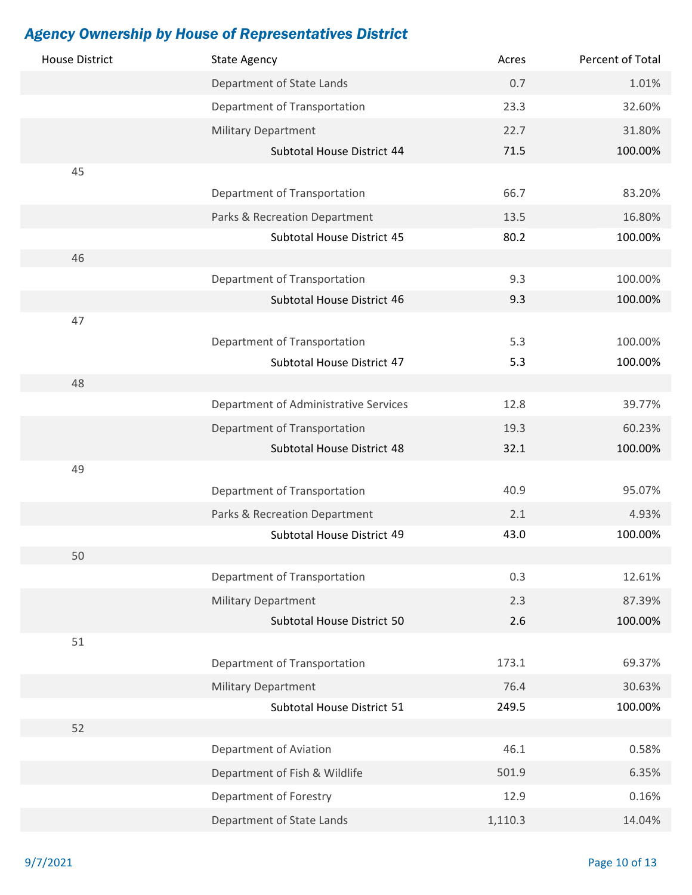## *Agency Ownership by House of Representatives District*

| House District | State Agency | Acres | Percent of Total |
|---|---|---|---|
| | Department of State Lands | 0.7 | 1.01% |
| | Department of Transportation | 23.3 | 32.60% |
| | Military Department | 22.7 | 31.80% |
| | **Subtotal House District 44** | **71.5** | **100.00%** |
| 45 | | | |
| | Department of Transportation | 66.7 | 83.20% |
| | Parks & Recreation Department | 13.5 | 16.80% |
| | **Subtotal House District 45** | **80.2** | **100.00%** |
| 46 | | | |
| | Department of Transportation | 9.3 | 100.00% |
| | **Subtotal House District 46** | **9.3** | **100.00%** |
| 47 | | | |
| | Department of Transportation | 5.3 | 100.00% |
| | **Subtotal House District 47** | **5.3** | **100.00%** |
| 48 | | | |
| | Department of Administrative Services | 12.8 | 39.77% |
| | Department of Transportation | 19.3 | 60.23% |
| | **Subtotal House District 48** | **32.1** | **100.00%** |
| 49 | | | |
| | Department of Transportation | 40.9 | 95.07% |
| | Parks & Recreation Department | 2.1 | 4.93% |
| | **Subtotal House District 49** | **43.0** | **100.00%** |
| 50 | | | |
| | Department of Transportation | 0.3 | 12.61% |
| | Military Department | 2.3 | 87.39% |
| | **Subtotal House District 50** | **2.6** | **100.00%** |
| 51 | | | |
| | Department of Transportation | 173.1 | 69.37% |
| | Military Department | 76.4 | 30.63% |
| | **Subtotal House District 51** | **249.5** | **100.00%** |
| 52 | | | |
| | Department of Aviation | 46.1 | 0.58% |
| | Department of Fish & Wildlife | 501.9 | 6.35% |
| | Department of Forestry | 12.9 | 0.16% |
| | Department of State Lands | 1,110.3 | 14.04% |

9/7/2021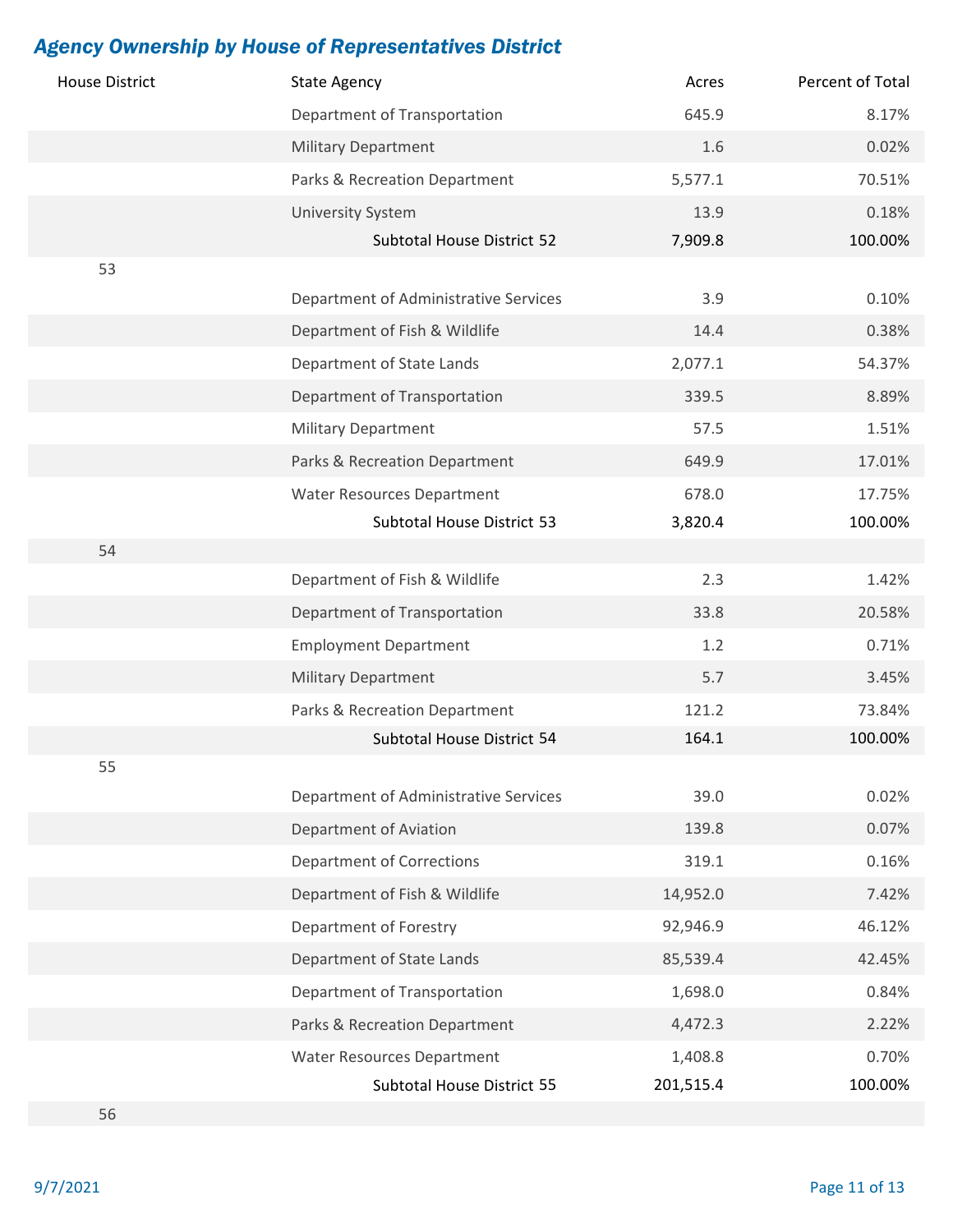## *Agency Ownership by House of Representatives District*

| House District | State Agency | Acres | Percent of Total |
|---|---|---|---|
| | Department of Transportation | 645.9 | 8.17% |
| | Military Department | 1.6 | 0.02% |
| | Parks & Recreation Department | 5,577.1 | 70.51% |
| | University System | 13.9 | 0.18% |
| | Subtotal House District 52 | 7,909.8 | 100.00% |
| 53 | | | |
| | Department of Administrative Services | 3.9 | 0.10% |
| | Department of Fish & Wildlife | 14.4 | 0.38% |
| | Department of State Lands | 2,077.1 | 54.37% |
| | Department of Transportation | 339.5 | 8.89% |
| | Military Department | 57.5 | 1.51% |
| | Parks & Recreation Department | 649.9 | 17.01% |
| | Water Resources Department | 678.0 | 17.75% |
| | Subtotal House District 53 | 3,820.4 | 100.00% |
| 54 | | | |
| | Department of Fish & Wildlife | 2.3 | 1.42% |
| | Department of Transportation | 33.8 | 20.58% |
| | Employment Department | 1.2 | 0.71% |
| | Military Department | 5.7 | 3.45% |
| | Parks & Recreation Department | 121.2 | 73.84% |
| | Subtotal House District 54 | 164.1 | 100.00% |
| 55 | | | |
| | Department of Administrative Services | 39.0 | 0.02% |
| | Department of Aviation | 139.8 | 0.07% |
| | Department of Corrections | 319.1 | 0.16% |
| | Department of Fish & Wildlife | 14,952.0 | 7.42% |
| | Department of Forestry | 92,946.9 | 46.12% |
| | Department of State Lands | 85,539.4 | 42.45% |
| | Department of Transportation | 1,698.0 | 0.84% |
| | Parks & Recreation Department | 4,472.3 | 2.22% |
| | Water Resources Department | 1,408.8 | 0.70% |
| | Subtotal House District 55 | 201,515.4 | 100.00% |
| 56 | | | |

9/7/2021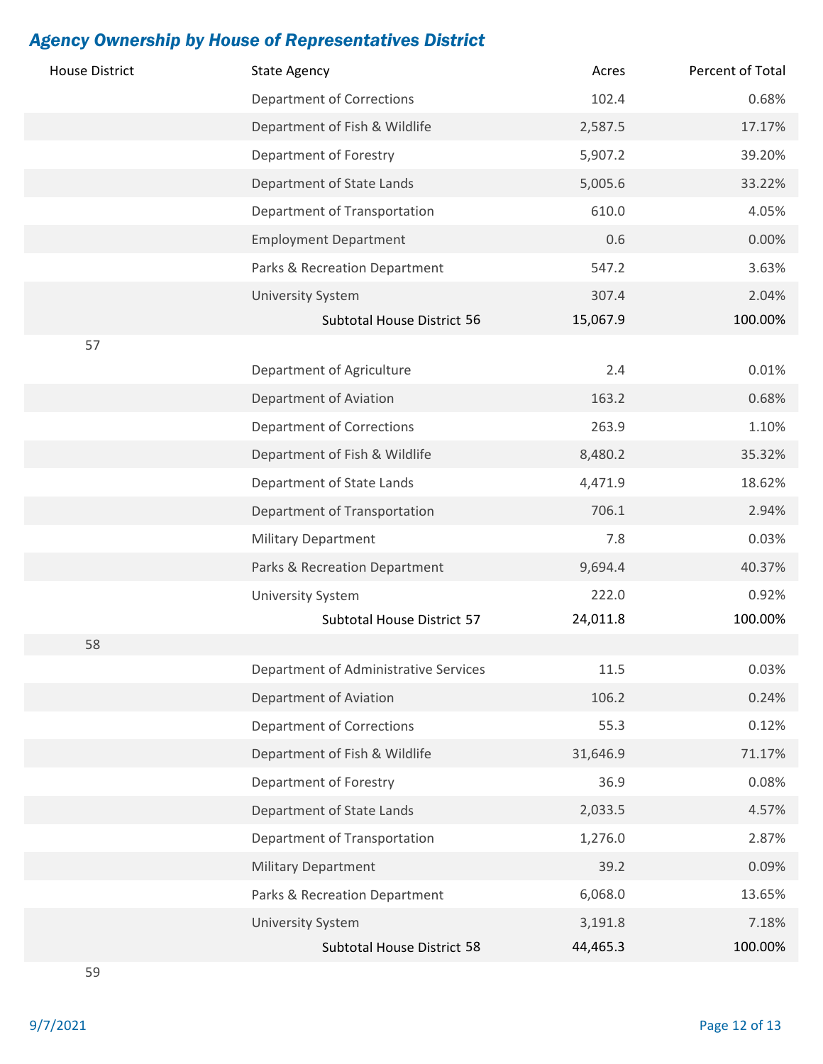## *Agency Ownership by House of Representatives District*

| House District | State Agency | Acres | Percent of Total |
|---|---|---|---|
| | Department of Corrections | 102.4 | 0.68% |
| | Department of Fish & Wildlife | 2,587.5 | 17.17% |
| | Department of Forestry | 5,907.2 | 39.20% |
| | Department of State Lands | 5,005.6 | 33.22% |
| | Department of Transportation | 610.0 | 4.05% |
| | Employment Department | 0.6 | 0.00% |
| | Parks & Recreation Department | 547.2 | 3.63% |
| | University System | 307.4 | 2.04% |
| | Subtotal House District 56 | 15,067.9 | 100.00% |
| 57 | | | |
| | Department of Agriculture | 2.4 | 0.01% |
| | Department of Aviation | 163.2 | 0.68% |
| | Department of Corrections | 263.9 | 1.10% |
| | Department of Fish & Wildlife | 8,480.2 | 35.32% |
| | Department of State Lands | 4,471.9 | 18.62% |
| | Department of Transportation | 706.1 | 2.94% |
| | Military Department | 7.8 | 0.03% |
| | Parks & Recreation Department | 9,694.4 | 40.37% |
| | University System | 222.0 | 0.92% |
| | Subtotal House District 57 | 24,011.8 | 100.00% |
| 58 | | | |
| | Department of Administrative Services | 11.5 | 0.03% |
| | Department of Aviation | 106.2 | 0.24% |
| | Department of Corrections | 55.3 | 0.12% |
| | Department of Fish & Wildlife | 31,646.9 | 71.17% |
| | Department of Forestry | 36.9 | 0.08% |
| | Department of State Lands | 2,033.5 | 4.57% |
| | Department of Transportation | 1,276.0 | 2.87% |
| | Military Department | 39.2 | 0.09% |
| | Parks & Recreation Department | 6,068.0 | 13.65% |
| | University System | 3,191.8 | 7.18% |
| | Subtotal House District 58 | 44,465.3 | 100.00% |
| 59 | | | |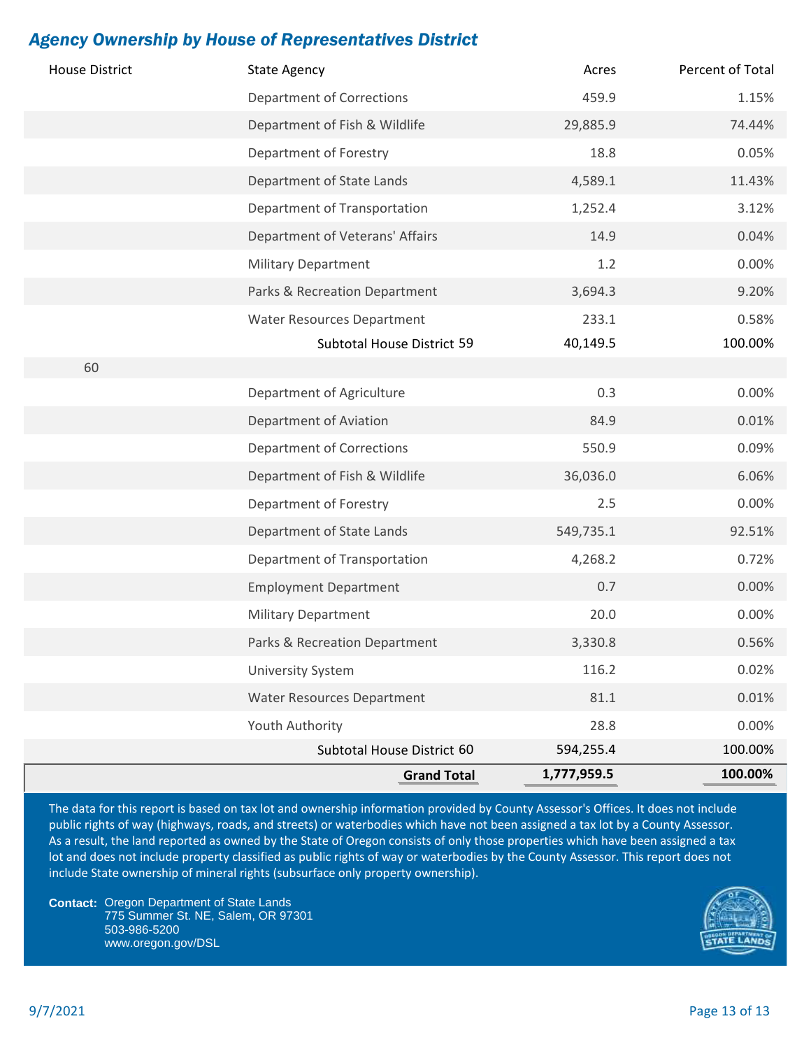## *Agency Ownership by House of Representatives District*

| House District | State Agency | Acres | Percent of Total |
|---|---|---|---|
| | Department of Corrections | 459.9 | 1.15% |
| | Department of Fish & Wildlife | 29,885.9 | 74.44% |
| | Department of Forestry | 18.8 | 0.05% |
| | Department of State Lands | 4,589.1 | 11.43% |
| | Department of Transportation | 1,252.4 | 3.12% |
| | Department of Veterans' Affairs | 14.9 | 0.04% |
| | Military Department | 1.2 | 0.00% |
| | Parks & Recreation Department | 3,694.3 | 9.20% |
| | Water Resources Department | 233.1 | 0.58% |
| | Subtotal House District 59 | 40,149.5 | 100.00% |
| 60 | | | |
| | Department of Agriculture | 0.3 | 0.00% |
| | Department of Aviation | 84.9 | 0.01% |
| | Department of Corrections | 550.9 | 0.09% |
| | Department of Fish & Wildlife | 36,036.0 | 6.06% |
| | Department of Forestry | 2.5 | 0.00% |
| | Department of State Lands | 549,735.1 | 92.51% |
| | Department of Transportation | 4,268.2 | 0.72% |
| | Employment Department | 0.7 | 0.00% |
| | Military Department | 20.0 | 0.00% |
| | Parks & Recreation Department | 3,330.8 | 0.56% |
| | University System | 116.2 | 0.02% |
| | Water Resources Department | 81.1 | 0.01% |
| | Youth Authority | 28.8 | 0.00% |
| | Subtotal House District 60 | 594,255.4 | 100.00% |
| | **Grand Total** | **1,777,959.5** | **100.00%** |

The data for this report is based on tax lot and ownership information provided by County Assessor's Offices. It does not include public rights of way (highways, roads, and streets) or waterbodies which have not been assigned a tax lot by a County Assessor. As a result, the land reported as owned by the State of Oregon consists of only those properties which have been assigned a tax lot and does not include property classified as public rights of way or waterbodies by the County Assessor. This report does not include State ownership of mineral rights (subsurface only property ownership).

**Contact:** Oregon Department of State Lands
775 Summer St. NE, Salem, OR 97301
503-986-5200
www.oregon.gov/DSL

9/7/2021